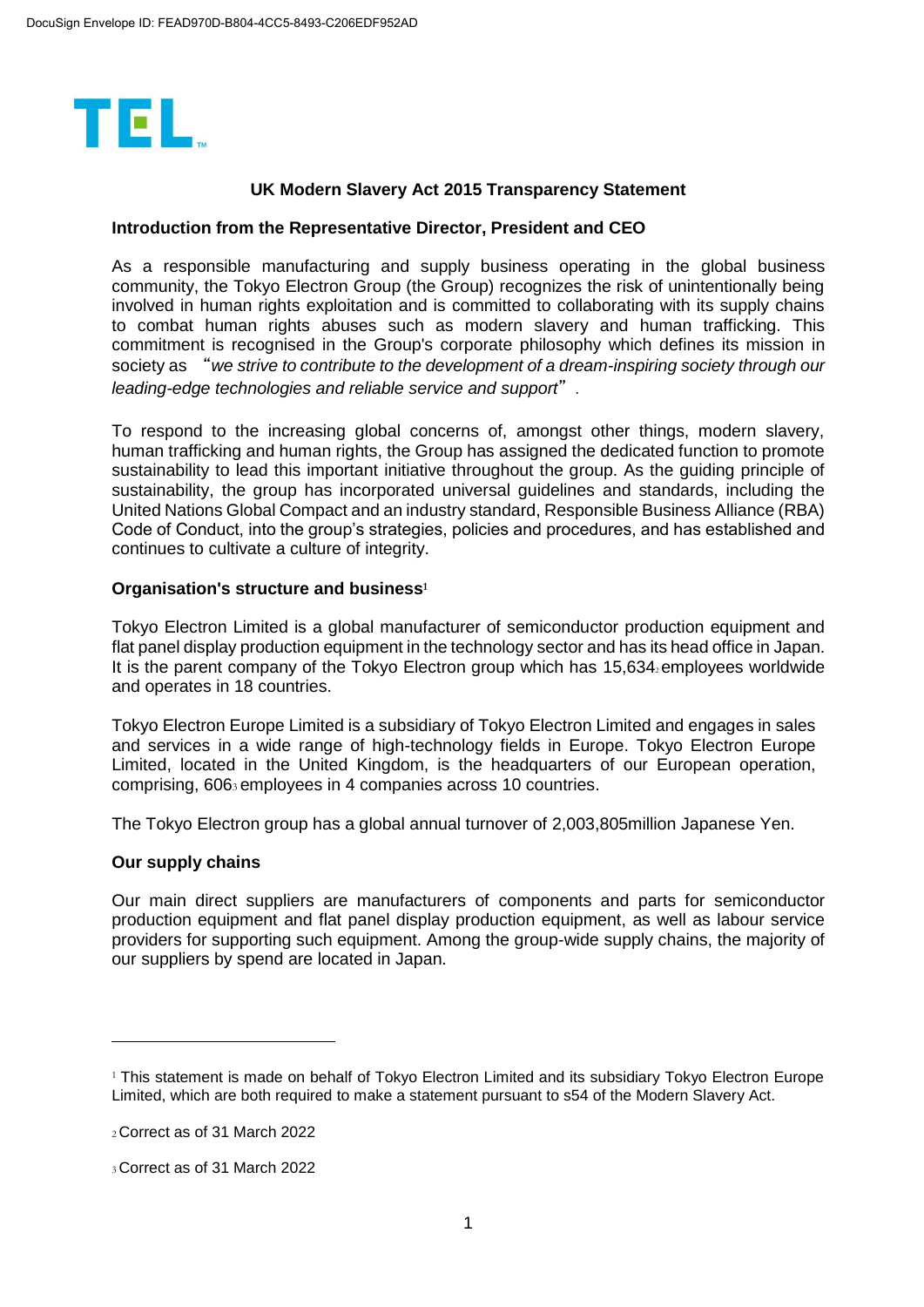DocuSign Envelope ID: FEAD970D-B804-4CC5-8493-C206EDF952AD

TEL™

# UK Modern Slavery Act 2015 Transparency Statement

## Introduction from the Representative Director, President and CEO

As a responsible manufacturing and supply business operating in the global business community, the Tokyo Electron Group (the Group) recognizes the risk of unintentionally being involved in human rights exploitation and is committed to collaborating with its supply chains to combat human rights abuses such as modern slavery and human trafficking. This commitment is recognised in the Group's corporate philosophy which defines its mission in society as "*we strive to contribute to the development of a dream-inspiring society through our leading-edge technologies and reliable service and support*".

To respond to the increasing global concerns of, amongst other things, modern slavery, human trafficking and human rights, the Group has assigned the dedicated function to promote sustainability to lead this important initiative throughout the group. As the guiding principle of sustainability, the group has incorporated universal guidelines and standards, including the United Nations Global Compact and an industry standard, Responsible Business Alliance (RBA) Code of Conduct, into the group's strategies, policies and procedures, and has established and continues to cultivate a culture of integrity.

## Organisation's structure and business[1]

Tokyo Electron Limited is a global manufacturer of semiconductor production equipment and flat panel display production equipment in the technology sector and has its head office in Japan. It is the parent company of the Tokyo Electron group which has 15,634[2] employees worldwide and operates in 18 countries.

Tokyo Electron Europe Limited is a subsidiary of Tokyo Electron Limited and engages in sales and services in a wide range of high-technology fields in Europe. Tokyo Electron Europe Limited, located in the United Kingdom, is the headquarters of our European operation, comprising, 606[3] employees in 4 companies across 10 countries.

The Tokyo Electron group has a global annual turnover of 2,003,805million Japanese Yen.

## Our supply chains

Our main direct suppliers are manufacturers of components and parts for semiconductor production equipment and flat panel display production equipment, as well as labour service providers for supporting such equipment. Among the group-wide supply chains, the majority of our suppliers by spend are located in Japan.

---

[1] This statement is made on behalf of Tokyo Electron Limited and its subsidiary Tokyo Electron Europe Limited, which are both required to make a statement pursuant to s54 of the Modern Slavery Act.

[2] Correct as of 31 March 2022

[3] Correct as of 31 March 2022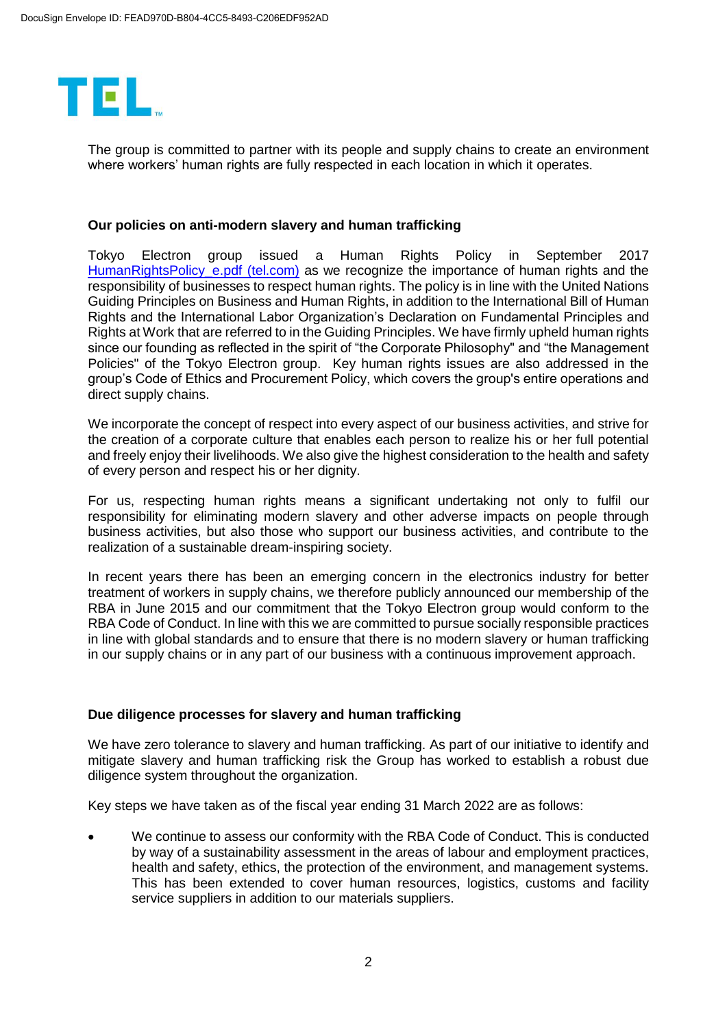The group is committed to partner with its people and supply chains to create an environment where workers' human rights are fully respected in each location in which it operates.

**Our policies on anti-modern slavery and human trafficking**

Tokyo Electron group issued a Human Rights Policy in September 2017 [HumanRightsPolicy_e.pdf (tel.com)](HumanRightsPolicy_e.pdf) as we recognize the importance of human rights and the responsibility of businesses to respect human rights. The policy is in line with the United Nations Guiding Principles on Business and Human Rights, in addition to the International Bill of Human Rights and the International Labor Organization's Declaration on Fundamental Principles and Rights at Work that are referred to in the Guiding Principles. We have firmly upheld human rights since our founding as reflected in the spirit of "the Corporate Philosophy" and "the Management Policies" of the Tokyo Electron group. Key human rights issues are also addressed in the group's Code of Ethics and Procurement Policy, which covers the group's entire operations and direct supply chains.

We incorporate the concept of respect into every aspect of our business activities, and strive for the creation of a corporate culture that enables each person to realize his or her full potential and freely enjoy their livelihoods. We also give the highest consideration to the health and safety of every person and respect his or her dignity.

For us, respecting human rights means a significant undertaking not only to fulfil our responsibility for eliminating modern slavery and other adverse impacts on people through business activities, but also those who support our business activities, and contribute to the realization of a sustainable dream-inspiring society.

In recent years there has been an emerging concern in the electronics industry for better treatment of workers in supply chains, we therefore publicly announced our membership of the RBA in June 2015 and our commitment that the Tokyo Electron group would conform to the RBA Code of Conduct. In line with this we are committed to pursue socially responsible practices in line with global standards and to ensure that there is no modern slavery or human trafficking in our supply chains or in any part of our business with a continuous improvement approach.

**Due diligence processes for slavery and human trafficking**

We have zero tolerance to slavery and human trafficking. As part of our initiative to identify and mitigate slavery and human trafficking risk the Group has worked to establish a robust due diligence system throughout the organization.

Key steps we have taken as of the fiscal year ending 31 March 2022 are as follows:

- We continue to assess our conformity with the RBA Code of Conduct. This is conducted by way of a sustainability assessment in the areas of labour and employment practices, health and safety, ethics, the protection of the environment, and management systems. This has been extended to cover human resources, logistics, customs and facility service suppliers in addition to our materials suppliers.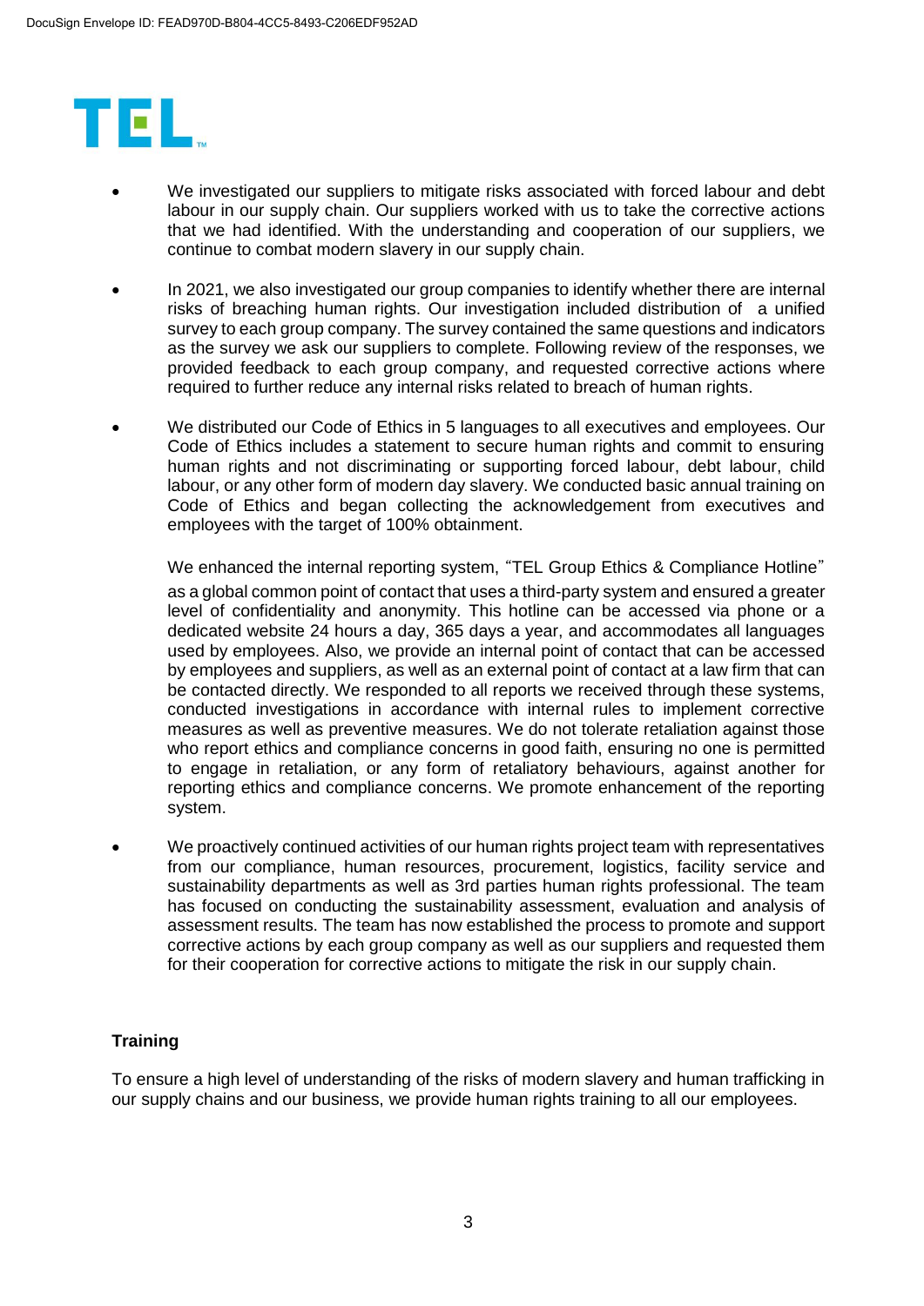- We investigated our suppliers to mitigate risks associated with forced labour and debt labour in our supply chain. Our suppliers worked with us to take the corrective actions that we had identified. With the understanding and cooperation of our suppliers, we continue to combat modern slavery in our supply chain.

- In 2021, we also investigated our group companies to identify whether there are internal risks of breaching human rights. Our investigation included distribution of a unified survey to each group company. The survey contained the same questions and indicators as the survey we ask our suppliers to complete. Following review of the responses, we provided feedback to each group company, and requested corrective actions where required to further reduce any internal risks related to breach of human rights.

- We distributed our Code of Ethics in 5 languages to all executives and employees. Our Code of Ethics includes a statement to secure human rights and commit to ensuring human rights and not discriminating or supporting forced labour, debt labour, child labour, or any other form of modern day slavery. We conducted basic annual training on Code of Ethics and began collecting the acknowledgement from executives and employees with the target of 100% obtainment.

  We enhanced the internal reporting system, "TEL Group Ethics & Compliance Hotline" as a global common point of contact that uses a third-party system and ensured a greater level of confidentiality and anonymity. This hotline can be accessed via phone or a dedicated website 24 hours a day, 365 days a year, and accommodates all languages used by employees. Also, we provide an internal point of contact that can be accessed by employees and suppliers, as well as an external point of contact at a law firm that can be contacted directly. We responded to all reports we received through these systems, conducted investigations in accordance with internal rules to implement corrective measures as well as preventive measures. We do not tolerate retaliation against those who report ethics and compliance concerns in good faith, ensuring no one is permitted to engage in retaliation, or any form of retaliatory behaviours, against another for reporting ethics and compliance concerns. We promote enhancement of the reporting system.

- We proactively continued activities of our human rights project team with representatives from our compliance, human resources, procurement, logistics, facility service and sustainability departments as well as 3rd parties human rights professional. The team has focused on conducting the sustainability assessment, evaluation and analysis of assessment results. The team has now established the process to promote and support corrective actions by each group company as well as our suppliers and requested them for their cooperation for corrective actions to mitigate the risk in our supply chain.

**Training**

To ensure a high level of understanding of the risks of modern slavery and human trafficking in our supply chains and our business, we provide human rights training to all our employees.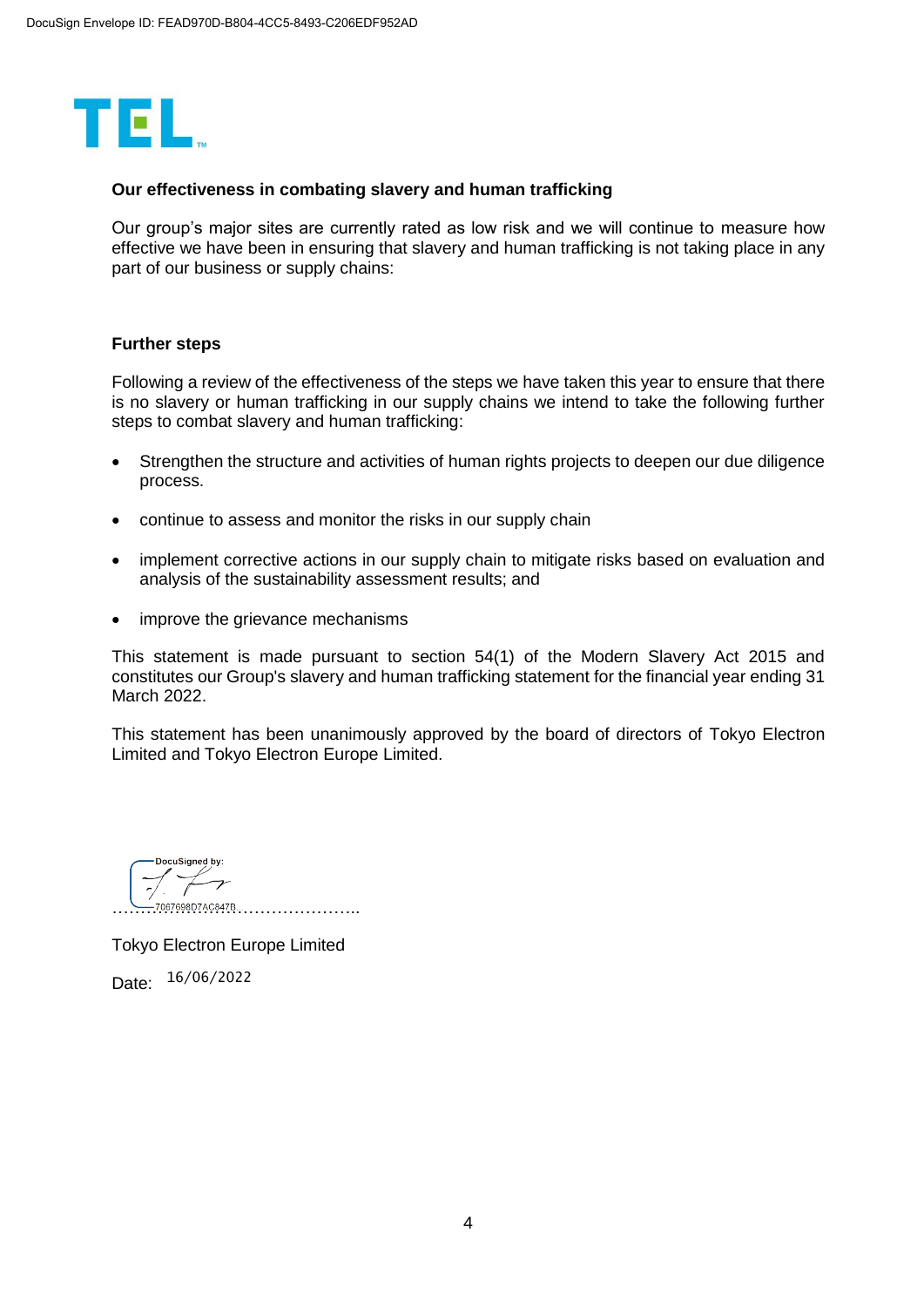TEL

## Our effectiveness in combating slavery and human trafficking

Our group's major sites are currently rated as low risk and we will continue to measure how effective we have been in ensuring that slavery and human trafficking is not taking place in any part of our business or supply chains:

## Further steps

Following a review of the effectiveness of the steps we have taken this year to ensure that there is no slavery or human trafficking in our supply chains we intend to take the following further steps to combat slavery and human trafficking:

- Strengthen the structure and activities of human rights projects to deepen our due diligence process.
- continue to assess and monitor the risks in our supply chain
- implement corrective actions in our supply chain to mitigate risks based on evaluation and analysis of the sustainability assessment results; and
- improve the grievance mechanisms

This statement is made pursuant to section 54(1) of the Modern Slavery Act 2015 and constitutes our Group's slavery and human trafficking statement for the financial year ending 31 March 2022.

This statement has been unanimously approved by the board of directors of Tokyo Electron Limited and Tokyo Electron Europe Limited.

DocuSigned by:
7067698D7AC847B……………………………

Tokyo Electron Europe Limited

Date: 16/06/2022